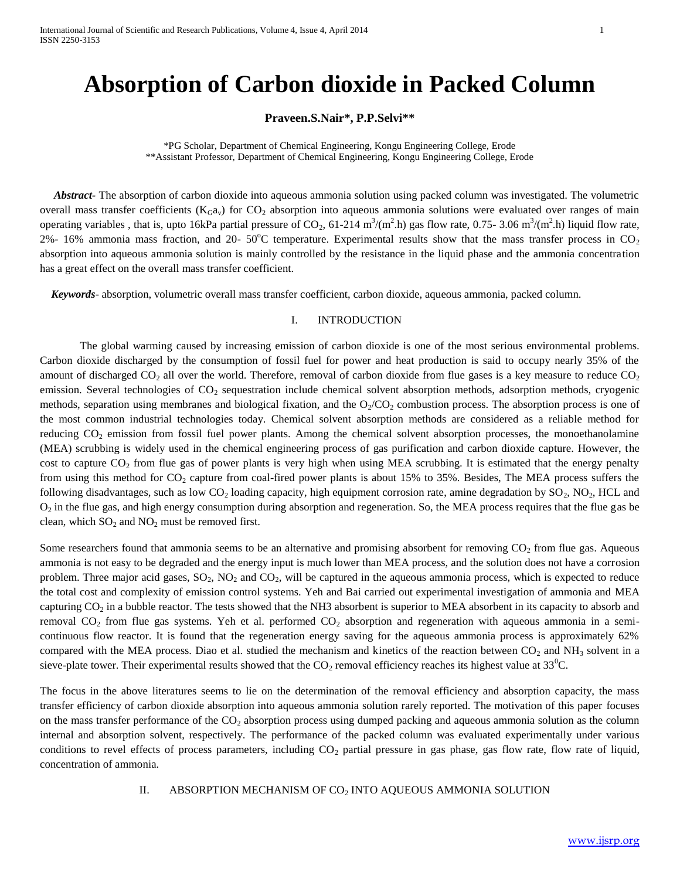# Absorption of Carbon dioxide in Packed Column

**Praveen.S.Nair*, P.P.Selvi****

*PG Scholar, Department of Chemical Engineering, Kongu Engineering College, Erode
**Assistant Professor, Department of Chemical Engineering, Kongu Engineering College, Erode

***Abstract-*** The absorption of carbon dioxide into aqueous ammonia solution using packed column was investigated. The volumetric overall mass transfer coefficients ($K_Ga_v$) for $CO_2$ absorption into aqueous ammonia solutions were evaluated over ranges of main operating variables , that is, upto 16kPa partial pressure of $CO_2$, 61-214 $m^3/(m^2.h)$ gas flow rate, 0.75- 3.06 $m^3/(m^2.h)$ liquid flow rate, 2%- 16% ammonia mass fraction, and 20- 50$^oC$ temperature. Experimental results show that the mass transfer process in $CO_2$ absorption into aqueous ammonia solution is mainly controlled by the resistance in the liquid phase and the ammonia concentration has a great effect on the overall mass transfer coefficient.

***Keywords***- absorption, volumetric overall mass transfer coefficient, carbon dioxide, aqueous ammonia, packed column.

## I. INTRODUCTION

The global warming caused by increasing emission of carbon dioxide is one of the most serious environmental problems. Carbon dioxide discharged by the consumption of fossil fuel for power and heat production is said to occupy nearly 35% of the amount of discharged $CO_2$ all over the world. Therefore, removal of carbon dioxide from flue gases is a key measure to reduce $CO_2$ emission. Several technologies of $CO_2$ sequestration include chemical solvent absorption methods, adsorption methods, cryogenic methods, separation using membranes and biological fixation, and the $O_2/CO_2$ combustion process. The absorption process is one of the most common industrial technologies today. Chemical solvent absorption methods are considered as a reliable method for reducing $CO_2$ emission from fossil fuel power plants. Among the chemical solvent absorption processes, the monoethanolamine (MEA) scrubbing is widely used in the chemical engineering process of gas purification and carbon dioxide capture. However, the cost to capture $CO_2$ from flue gas of power plants is very high when using MEA scrubbing. It is estimated that the energy penalty from using this method for $CO_2$ capture from coal-fired power plants is about 15% to 35%. Besides, The MEA process suffers the following disadvantages, such as low $CO_2$ loading capacity, high equipment corrosion rate, amine degradation by $SO_2$, $NO_2$, HCL and $O_2$ in the flue gas, and high energy consumption during absorption and regeneration. So, the MEA process requires that the flue gas be clean, which $SO_2$ and $NO_2$ must be removed first.

Some researchers found that ammonia seems to be an alternative and promising absorbent for removing $CO_2$ from flue gas. Aqueous ammonia is not easy to be degraded and the energy input is much lower than MEA process, and the solution does not have a corrosion problem. Three major acid gases, $SO_2$, $NO_2$ and $CO_2$, will be captured in the aqueous ammonia process, which is expected to reduce the total cost and complexity of emission control systems. Yeh and Bai carried out experimental investigation of ammonia and MEA capturing $CO_2$ in a bubble reactor. The tests showed that the NH3 absorbent is superior to MEA absorbent in its capacity to absorb and removal $CO_2$ from flue gas systems. Yeh et al. performed $CO_2$ absorption and regeneration with aqueous ammonia in a semi-continuous flow reactor. It is found that the regeneration energy saving for the aqueous ammonia process is approximately 62% compared with the MEA process. Diao et al. studied the mechanism and kinetics of the reaction between $CO_2$ and $NH_3$ solvent in a sieve-plate tower. Their experimental results showed that the $CO_2$ removal efficiency reaches its highest value at 33$^0C$.

The focus in the above literatures seems to lie on the determination of the removal efficiency and absorption capacity, the mass transfer efficiency of carbon dioxide absorption into aqueous ammonia solution rarely reported. The motivation of this paper focuses on the mass transfer performance of the $CO_2$ absorption process using dumped packing and aqueous ammonia solution as the column internal and absorption solvent, respectively. The performance of the packed column was evaluated experimentally under various conditions to revel effects of process parameters, including $CO_2$ partial pressure in gas phase, gas flow rate, flow rate of liquid, concentration of ammonia.

## II. ABSORPTION MECHANISM OF $CO_2$ INTO AQUEOUS AMMONIA SOLUTION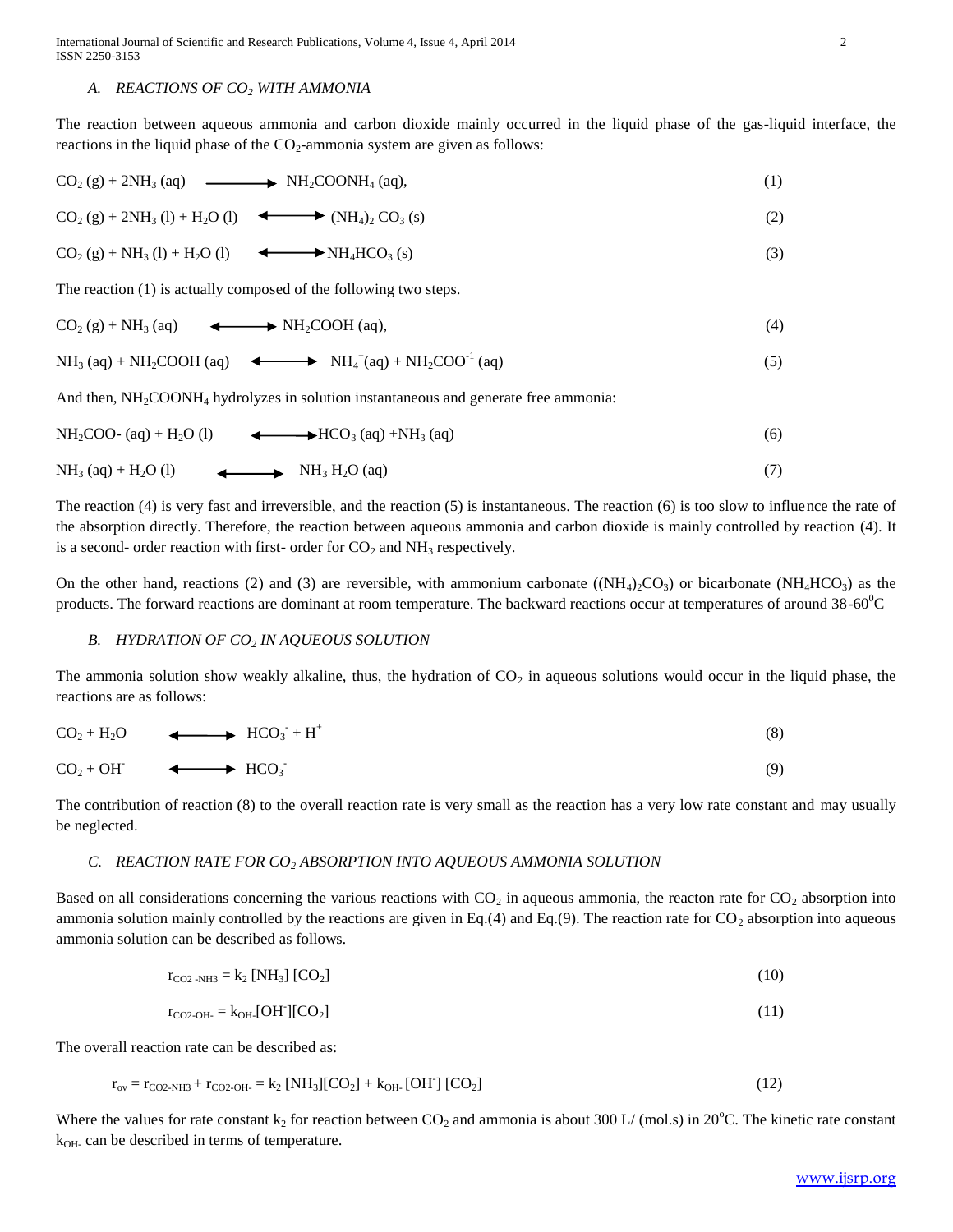### A. REACTIONS OF $CO_2$ WITH AMMONIA

The reaction between aqueous ammonia and carbon dioxide mainly occurred in the liquid phase of the gas-liquid interface, the reactions in the liquid phase of the $CO_2$-ammonia system are given as follows:

$$CO_2\,(g) + 2NH_3\,(aq) \longrightarrow NH_2COONH_4\,(aq), \tag{1}$$

$$CO_2\,(g) + 2NH_3\,(l) + H_2O\,(l) \longleftrightarrow (NH_4)_2\,CO_3\,(s) \tag{2}$$

$$CO_2\,(g) + NH_3\,(l) + H_2O\,(l) \longleftrightarrow NH_4HCO_3\,(s) \tag{3}$$

The reaction (1) is actually composed of the following two steps.

$$CO_2\,(g) + NH_3\,(aq) \longleftrightarrow NH_2COOH\,(aq), \tag{4}$$

$$NH_3\,(aq) + NH_2COOH\,(aq) \longleftrightarrow NH_4^{+}(aq) + NH_2COO^{-1}\,(aq) \tag{5}$$

And then, $NH_2COONH_4$ hydrolyzes in solution instantaneous and generate free ammonia:

$$NH_2COO\text{-}\,(aq) + H_2O\,(l) \longleftrightarrow HCO_3\,(aq) + NH_3\,(aq) \tag{6}$$

$$NH_3\,(aq) + H_2O\,(l) \longleftrightarrow NH_3\,H_2O\,(aq) \tag{7}$$

The reaction (4) is very fast and irreversible, and the reaction (5) is instantaneous. The reaction (6) is too slow to influence the rate of the absorption directly. Therefore, the reaction between aqueous ammonia and carbon dioxide is mainly controlled by reaction (4). It is a second- order reaction with first- order for $CO_2$ and $NH_3$ respectively.

On the other hand, reactions (2) and (3) are reversible, with ammonium carbonate ($(NH_4)_2CO_3$) or bicarbonate ($NH_4HCO_3$) as the products. The forward reactions are dominant at room temperature. The backward reactions occur at temperatures of around 38-60$^0$C

### B. HYDRATION OF $CO_2$ IN AQUEOUS SOLUTION

The ammonia solution show weakly alkaline, thus, the hydration of $CO_2$ in aqueous solutions would occur in the liquid phase, the reactions are as follows:

$$CO_2 + H_2O \longleftrightarrow HCO_3^{-} + H^{+} \tag{8}$$

$$CO_2 + OH^{-} \longleftrightarrow HCO_3^{-} \tag{9}$$

The contribution of reaction (8) to the overall reaction rate is very small as the reaction has a very low rate constant and may usually be neglected.

### C. REACTION RATE FOR $CO_2$ ABSORPTION INTO AQUEOUS AMMONIA SOLUTION

Based on all considerations concerning the various reactions with $CO_2$ in aqueous ammonia, the reacton rate for $CO_2$ absorption into ammonia solution mainly controlled by the reactions are given in Eq.(4) and Eq.(9). The reaction rate for $CO_2$ absorption into aqueous ammonia solution can be described as follows.

$$r_{CO2\text{-}NH3} = k_2\,[NH_3]\,[CO_2] \tag{10}$$

$$r_{CO2\text{-}OH\text{-}} = k_{OH\text{-}}[OH^{-}][CO_2] \tag{11}$$

The overall reaction rate can be described as:

$$r_{ov} = r_{CO2\text{-}NH3} + r_{CO2\text{-}OH\text{-}} = k_2\,[NH_3][CO_2] + k_{OH\text{-}}\,[OH^{-}]\,[CO_2] \tag{12}$$

Where the values for rate constant $k_2$ for reaction between $CO_2$ and ammonia is about 300 L/ (mol.s) in 20$^o$C. The kinetic rate constant $k_{OH\text{-}}$ can be described in terms of temperature.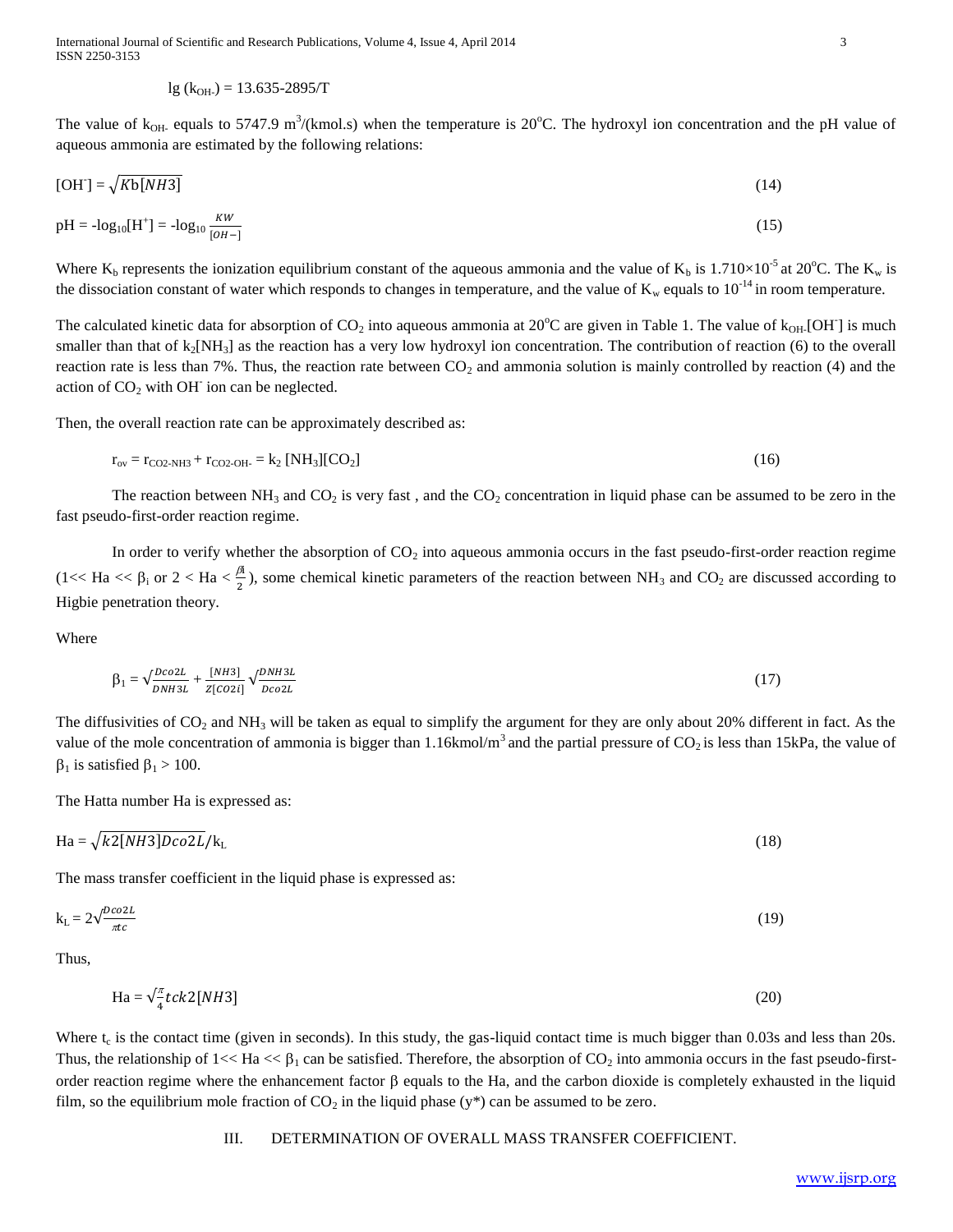$$\lg (k_{OH-}) = 13.635\text{-}2895/T$$

The value of $k_{OH-}$ equals to 5747.9 $m^3/(kmol.s)$ when the temperature is 20°C. The hydroxyl ion concentration and the pH value of aqueous ammonia are estimated by the following relations:

$$[OH^-] = \sqrt{Kb[NH3]} \quad (14)$$

$$pH = -\log_{10}[H^+] = -\log_{10} \frac{KW}{[OH-]} \quad (15)$$

Where $K_b$ represents the ionization equilibrium constant of the aqueous ammonia and the value of $K_b$ is $1.710\times10^{-5}$ at 20°C. The $K_w$ is the dissociation constant of water which responds to changes in temperature, and the value of $K_w$ equals to $10^{-14}$ in room temperature.

The calculated kinetic data for absorption of $CO_2$ into aqueous ammonia at 20°C are given in Table 1. The value of $k_{OH-}[OH^-]$ is much smaller than that of $k_2[NH_3]$ as the reaction has a very low hydroxyl ion concentration. The contribution of reaction (6) to the overall reaction rate is less than 7%. Thus, the reaction rate between $CO_2$ and ammonia solution is mainly controlled by reaction (4) and the action of $CO_2$ with $OH^-$ ion can be neglected.

Then, the overall reaction rate can be approximately described as:

$$r_{ov} = r_{CO2\text{-}NH3} + r_{CO2\text{-}OH-} = k_2 [NH_3][CO_2] \quad (16)$$

The reaction between $NH_3$ and $CO_2$ is very fast , and the $CO_2$ concentration in liquid phase can be assumed to be zero in the fast pseudo-first-order reaction regime.

In order to verify whether the absorption of $CO_2$ into aqueous ammonia occurs in the fast pseudo-first-order reaction regime ($1<< Ha << \beta_i$ or $2 < Ha < \frac{\beta_i}{2}$), some chemical kinetic parameters of the reaction between $NH_3$ and $CO_2$ are discussed according to Higbie penetration theory.

Where

$$\beta_1 = \sqrt{\frac{Dco2L}{DNH3L}} + \frac{[NH3]}{Z[CO2i]}\sqrt{\frac{DNH3L}{Dco2L}} \quad (17)$$

The diffusivities of $CO_2$ and $NH_3$ will be taken as equal to simplify the argument for they are only about 20% different in fact. As the value of the mole concentration of ammonia is bigger than 1.16kmol/m$^3$ and the partial pressure of $CO_2$ is less than 15kPa, the value of $\beta_1$ is satisfied $\beta_1 > 100$.

The Hatta number Ha is expressed as:

$$Ha = \sqrt{k2[NH3]Dco2L}/k_L \quad (18)$$

The mass transfer coefficient in the liquid phase is expressed as:

$$k_L = 2\sqrt{\frac{Dco2L}{\pi tc}} \quad (19)$$

Thus,

$$Ha = \sqrt{\frac{\pi}{4}tck2[NH3]} \quad (20)$$

Where $t_c$ is the contact time (given in seconds). In this study, the gas-liquid contact time is much bigger than 0.03s and less than 20s. Thus, the relationship of $1<< Ha << \beta_1$ can be satisfied. Therefore, the absorption of $CO_2$ into ammonia occurs in the fast pseudo-first-order reaction regime where the enhancement factor $\beta$ equals to the Ha, and the carbon dioxide is completely exhausted in the liquid film, so the equilibrium mole fraction of $CO_2$ in the liquid phase ($y^*$) can be assumed to be zero.

## III. DETERMINATION OF OVERALL MASS TRANSFER COEFFICIENT.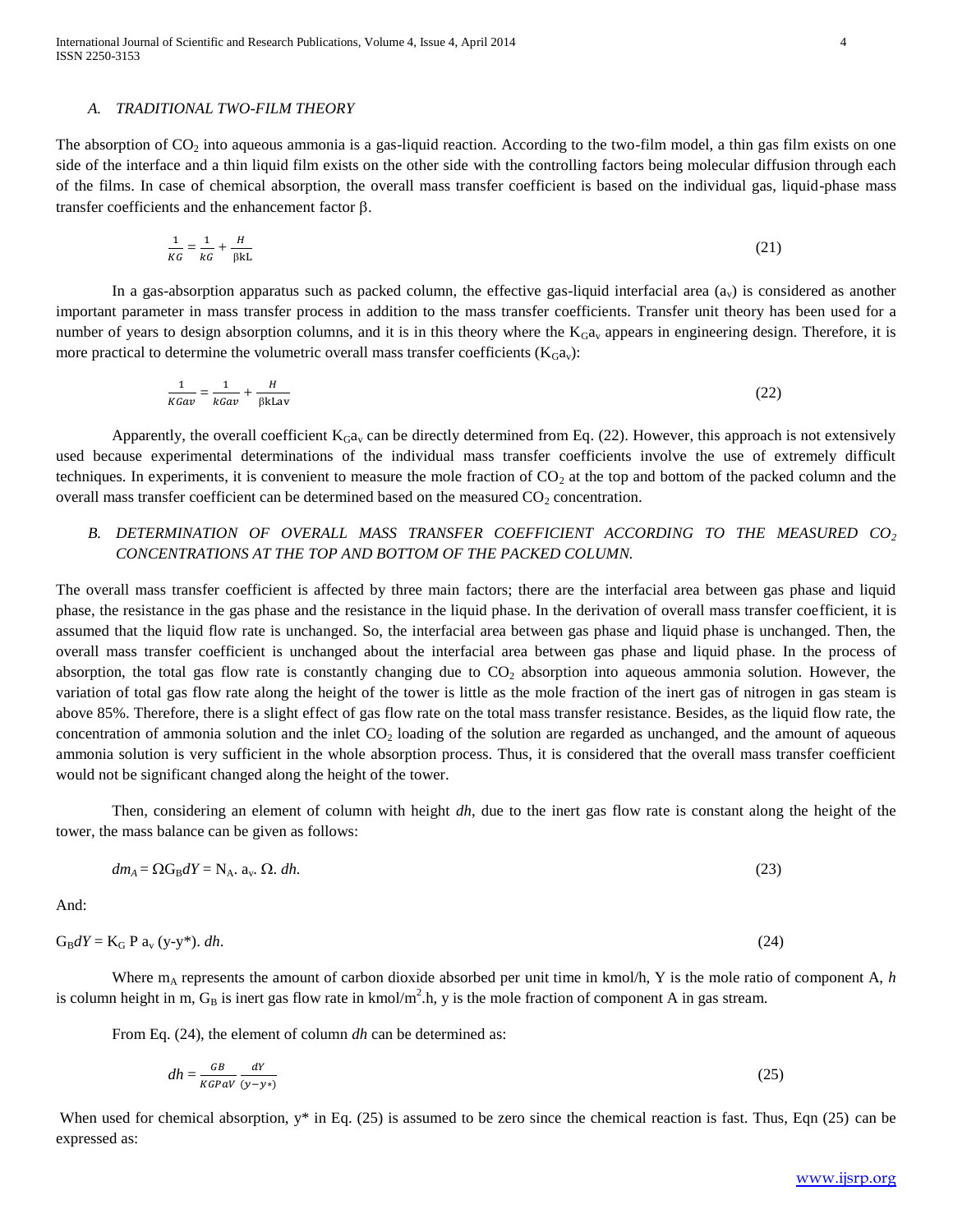### A. TRADITIONAL TWO-FILM THEORY

The absorption of $CO_2$ into aqueous ammonia is a gas-liquid reaction. According to the two-film model, a thin gas film exists on one side of the interface and a thin liquid film exists on the other side with the controlling factors being molecular diffusion through each of the films. In case of chemical absorption, the overall mass transfer coefficient is based on the individual gas, liquid-phase mass transfer coefficients and the enhancement factor β.

$$\frac{1}{KG} = \frac{1}{kG} + \frac{H}{\beta kL} \tag{21}$$

In a gas-absorption apparatus such as packed column, the effective gas-liquid interfacial area ($a_v$) is considered as another important parameter in mass transfer process in addition to the mass transfer coefficients. Transfer unit theory has been used for a number of years to design absorption columns, and it is in this theory where the $K_G a_v$ appears in engineering design. Therefore, it is more practical to determine the volumetric overall mass transfer coefficients ($K_G a_v$):

$$\frac{1}{KGav} = \frac{1}{kGav} + \frac{H}{\beta kLav} \tag{22}$$

Apparently, the overall coefficient $K_G a_v$ can be directly determined from Eq. (22). However, this approach is not extensively used because experimental determinations of the individual mass transfer coefficients involve the use of extremely difficult techniques. In experiments, it is convenient to measure the mole fraction of $CO_2$ at the top and bottom of the packed column and the overall mass transfer coefficient can be determined based on the measured $CO_2$ concentration.

### B. DETERMINATION OF OVERALL MASS TRANSFER COEFFICIENT ACCORDING TO THE MEASURED $CO_2$ CONCENTRATIONS AT THE TOP AND BOTTOM OF THE PACKED COLUMN.

The overall mass transfer coefficient is affected by three main factors; there are the interfacial area between gas phase and liquid phase, the resistance in the gas phase and the resistance in the liquid phase. In the derivation of overall mass transfer coefficient, it is assumed that the liquid flow rate is unchanged. So, the interfacial area between gas phase and liquid phase is unchanged. Then, the overall mass transfer coefficient is unchanged about the interfacial area between gas phase and liquid phase. In the process of absorption, the total gas flow rate is constantly changing due to $CO_2$ absorption into aqueous ammonia solution. However, the variation of total gas flow rate along the height of the tower is little as the mole fraction of the inert gas of nitrogen in gas steam is above 85%. Therefore, there is a slight effect of gas flow rate on the total mass transfer resistance. Besides, as the liquid flow rate, the concentration of ammonia solution and the inlet $CO_2$ loading of the solution are regarded as unchanged, and the amount of aqueous ammonia solution is very sufficient in the whole absorption process. Thus, it is considered that the overall mass transfer coefficient would not be significant changed along the height of the tower.

Then, considering an element of column with height *dh*, due to the inert gas flow rate is constant along the height of the tower, the mass balance can be given as follows:

$$dm_A = \Omega G_B dY = N_A . a_v . \Omega . dh. \tag{23}$$

And:

$$G_B dY = K_G \, P \, a_v \, (y - y^*) . \, dh. \tag{24}$$

Where $m_A$ represents the amount of carbon dioxide absorbed per unit time in kmol/h, Y is the mole ratio of component A, *h* is column height in m, $G_B$ is inert gas flow rate in kmol/$m^2$.h, y is the mole fraction of component A in gas stream.

From Eq. (24), the element of column *dh* can be determined as:

$$dh = \frac{GB}{KGPaV} \frac{dY}{(y - y*)} \tag{25}$$

When used for chemical absorption, y* in Eq. (25) is assumed to be zero since the chemical reaction is fast. Thus, Eqn (25) can be expressed as: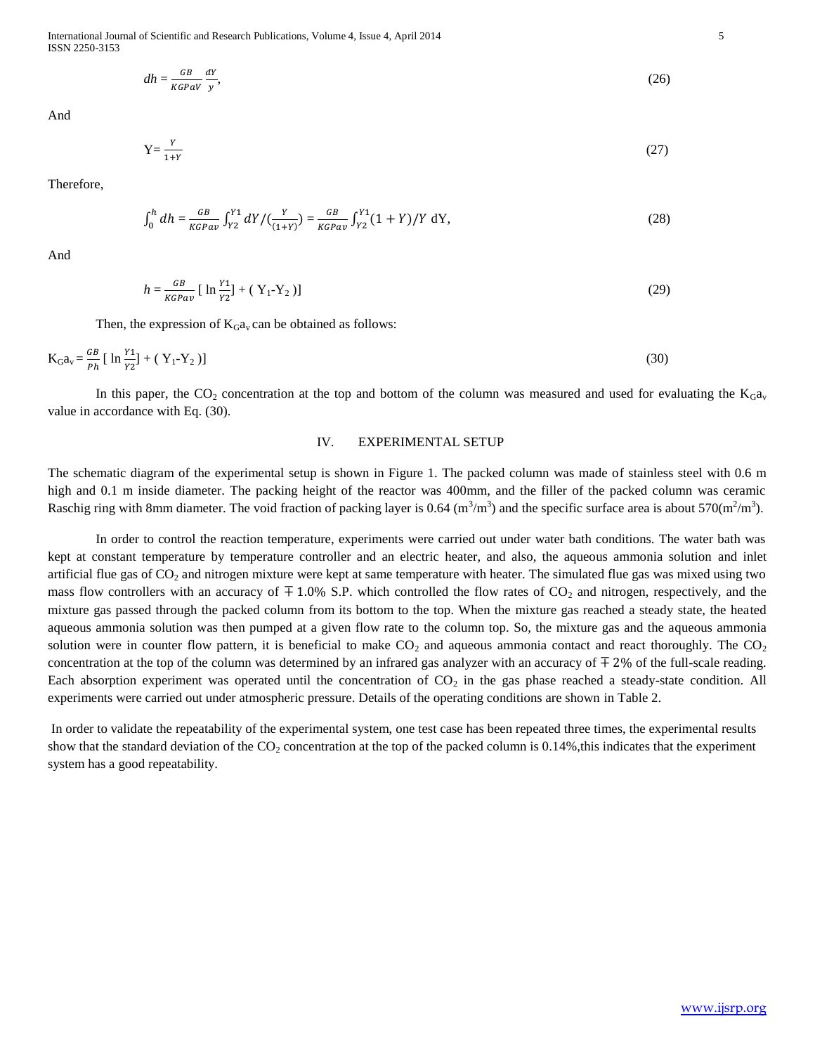$$dh = \frac{GB}{KGPaV}\frac{dY}{y}, \tag{26}$$

And

$$\mathrm{Y} = \frac{Y}{1+Y} \tag{27}$$

Therefore,

$$\int_0^h dh = \frac{GB}{KGPav}\int_{Y2}^{Y1} dY/(\frac{Y}{(1+Y)}) = \frac{GB}{KGPav}\int_{Y2}^{Y1}(1+Y)/Y\ \mathrm{dY}, \tag{28}$$

And

$$h = \frac{GB}{KGPav}\left[\ \ln\frac{Y1}{Y2}\right] + (\ \mathrm{Y_1}\text{-}\mathrm{Y_2}\ )] \tag{29}$$

Then, the expression of $K_G a_v$ can be obtained as follows:

$$\mathrm{K_G a_v} = \frac{GB}{Ph}\left[\ \ln\frac{Y1}{Y2}\right] + (\ \mathrm{Y_1}\text{-}\mathrm{Y_2}\ )] \tag{30}$$

In this paper, the $CO_2$ concentration at the top and bottom of the column was measured and used for evaluating the $K_G a_v$ value in accordance with Eq. (30).

## IV. EXPERIMENTAL SETUP

The schematic diagram of the experimental setup is shown in Figure 1. The packed column was made of stainless steel with 0.6 m high and 0.1 m inside diameter. The packing height of the reactor was 400mm, and the filler of the packed column was ceramic Raschig ring with 8mm diameter. The void fraction of packing layer is 0.64 ($m^3/m^3$) and the specific surface area is about 570($m^2/m^3$).

In order to control the reaction temperature, experiments were carried out under water bath conditions. The water bath was kept at constant temperature by temperature controller and an electric heater, and also, the aqueous ammonia solution and inlet artificial flue gas of $CO_2$ and nitrogen mixture were kept at same temperature with heater. The simulated flue gas was mixed using two mass flow controllers with an accuracy of $\mp$1.0% S.P. which controlled the flow rates of $CO_2$ and nitrogen, respectively, and the mixture gas passed through the packed column from its bottom to the top. When the mixture gas reached a steady state, the heated aqueous ammonia solution was then pumped at a given flow rate to the column top. So, the mixture gas and the aqueous ammonia solution were in counter flow pattern, it is beneficial to make $CO_2$ and aqueous ammonia contact and react thoroughly. The $CO_2$ concentration at the top of the column was determined by an infrared gas analyzer with an accuracy of $\mp$2% of the full-scale reading. Each absorption experiment was operated until the concentration of $CO_2$ in the gas phase reached a steady-state condition. All experiments were carried out under atmospheric pressure. Details of the operating conditions are shown in Table 2.

In order to validate the repeatability of the experimental system, one test case has been repeated three times, the experimental results show that the standard deviation of the $CO_2$ concentration at the top of the packed column is 0.14%,this indicates that the experiment system has a good repeatability.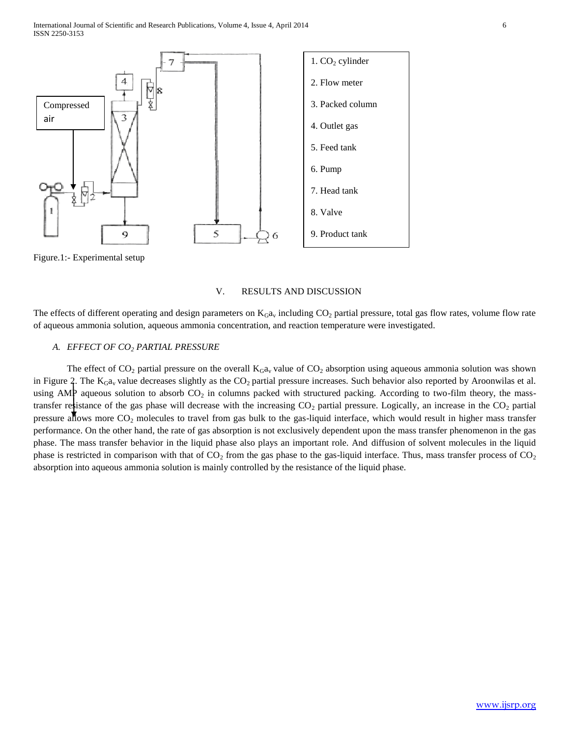Compressed air

1. $CO_2$ cylinder
2. Flow meter
3. Packed column
4. Outlet gas
5. Feed tank
6. Pump
7. Head tank
8. Valve
9. Product tank

Figure.1:- Experimental setup

## V. RESULTS AND DISCUSSION

The effects of different operating and design parameters on $K_Ga_v$ including $CO_2$ partial pressure, total gas flow rates, volume flow rate of aqueous ammonia solution, aqueous ammonia concentration, and reaction temperature were investigated.

### *A. EFFECT OF $CO_2$ PARTIAL PRESSURE*

The effect of $CO_2$ partial pressure on the overall $K_Ga_v$ value of $CO_2$ absorption using aqueous ammonia solution was shown in Figure 2. The $K_Ga_v$ value decreases slightly as the $CO_2$ partial pressure increases. Such behavior also reported by Aroonwilas et al. using AMP aqueous solution to absorb $CO_2$ in columns packed with structured packing. According to two-film theory, the mass-transfer resistance of the gas phase will decrease with the increasing $CO_2$ partial pressure. Logically, an increase in the $CO_2$ partial pressure allows more $CO_2$ molecules to travel from gas bulk to the gas-liquid interface, which would result in higher mass transfer performance. On the other hand, the rate of gas absorption is not exclusively dependent upon the mass transfer phenomenon in the gas phase. The mass transfer behavior in the liquid phase also plays an important role. And diffusion of solvent molecules in the liquid phase is restricted in comparison with that of $CO_2$ from the gas phase to the gas-liquid interface. Thus, mass transfer process of $CO_2$ absorption into aqueous ammonia solution is mainly controlled by the resistance of the liquid phase.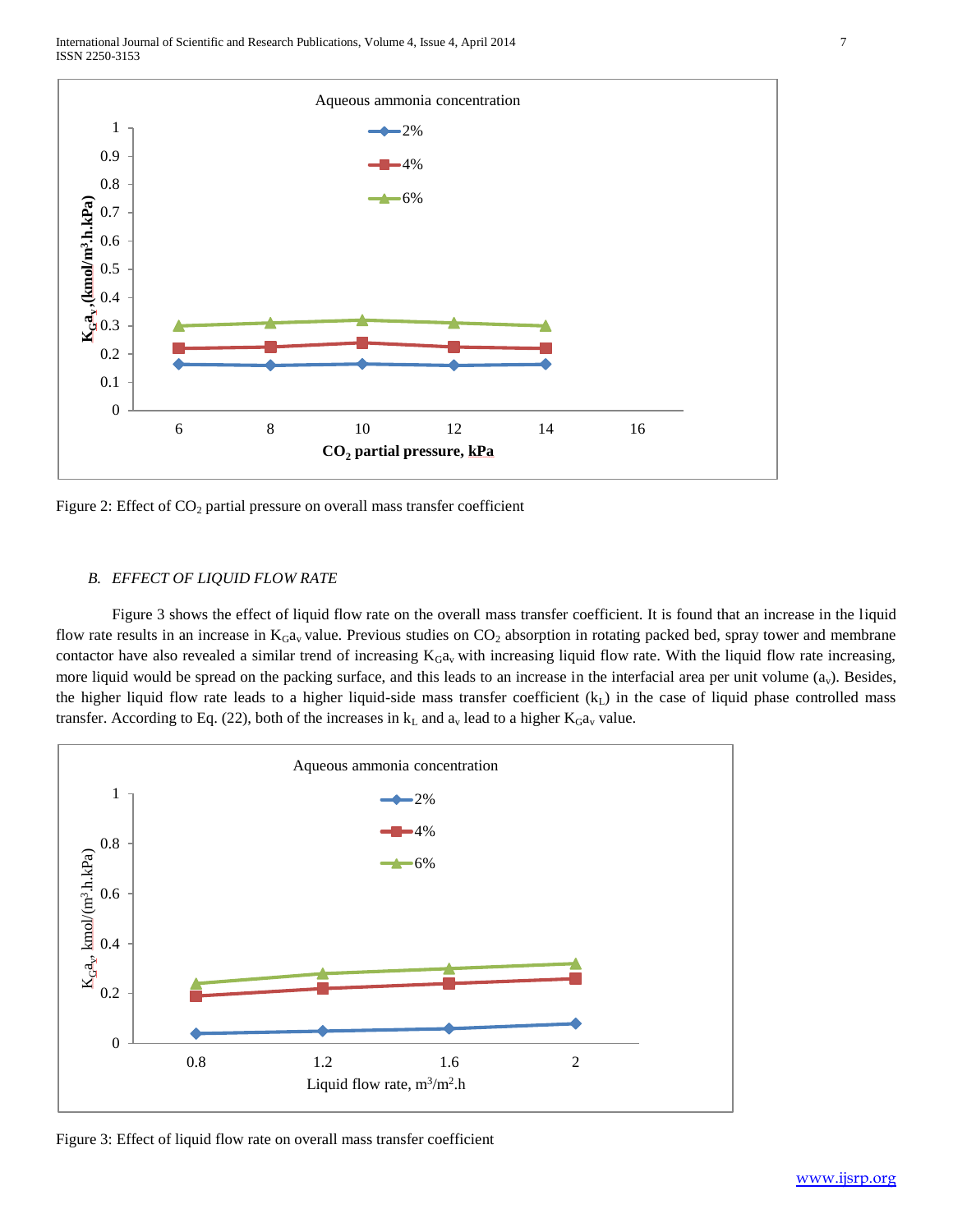Figure 2: Effect of $CO_2$ partial pressure on overall mass transfer coefficient

### *B. EFFECT OF LIQUID FLOW RATE*

Figure 3 shows the effect of liquid flow rate on the overall mass transfer coefficient. It is found that an increase in the liquid flow rate results in an increase in $K_Ga_v$ value. Previous studies on $CO_2$ absorption in rotating packed bed, spray tower and membrane contactor have also revealed a similar trend of increasing $K_Ga_v$ with increasing liquid flow rate. With the liquid flow rate increasing, more liquid would be spread on the packing surface, and this leads to an increase in the interfacial area per unit volume ($a_v$). Besides, the higher liquid flow rate leads to a higher liquid-side mass transfer coefficient ($k_L$) in the case of liquid phase controlled mass transfer. According to Eq. (22), both of the increases in $k_L$ and $a_v$ lead to a higher $K_Ga_v$ value.

Figure 3: Effect of liquid flow rate on overall mass transfer coefficient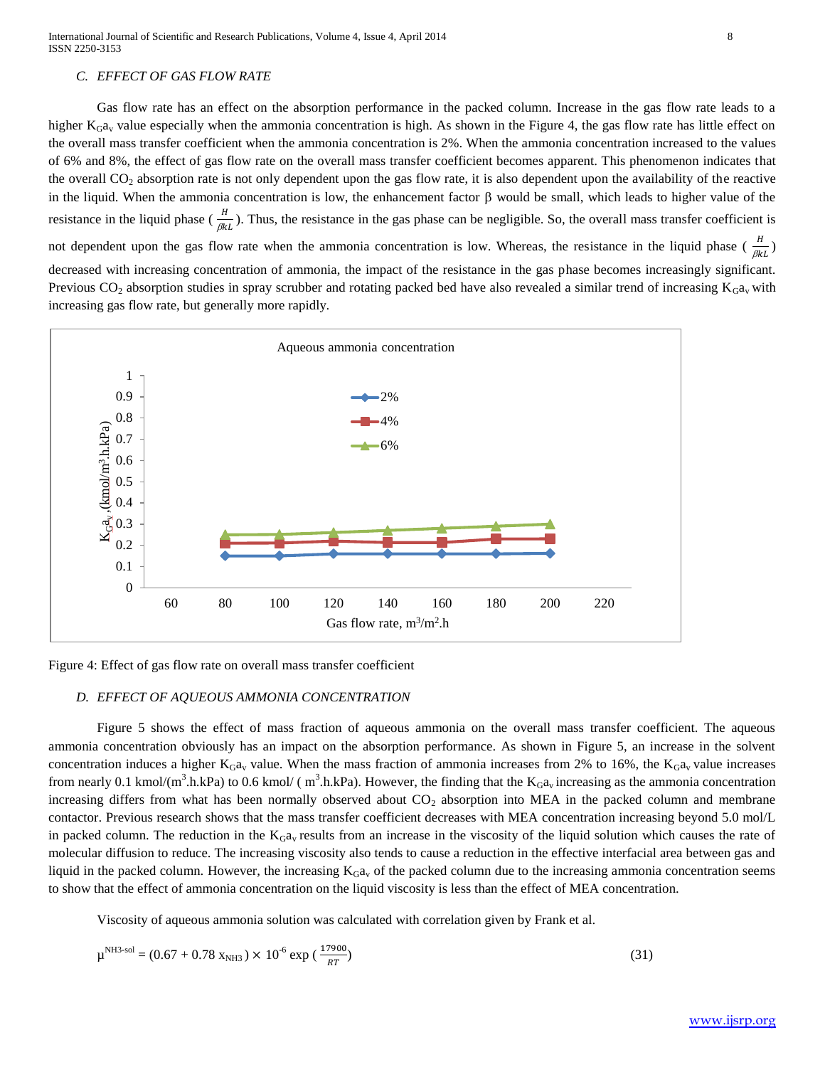### C. EFFECT OF GAS FLOW RATE

Gas flow rate has an effect on the absorption performance in the packed column. Increase in the gas flow rate leads to a higher $K_Ga_v$ value especially when the ammonia concentration is high. As shown in the Figure 4, the gas flow rate has little effect on the overall mass transfer coefficient when the ammonia concentration is 2%. When the ammonia concentration increased to the values of 6% and 8%, the effect of gas flow rate on the overall mass transfer coefficient becomes apparent. This phenomenon indicates that the overall $CO_2$ absorption rate is not only dependent upon the gas flow rate, it is also dependent upon the availability of the reactive in the liquid. When the ammonia concentration is low, the enhancement factor β would be small, which leads to higher value of the resistance in the liquid phase ( $\frac{H}{\beta kL}$ ). Thus, the resistance in the gas phase can be negligible. So, the overall mass transfer coefficient is not dependent upon the gas flow rate when the ammonia concentration is low. Whereas, the resistance in the liquid phase ( $\frac{H}{\beta kL}$ ) decreased with increasing concentration of ammonia, the impact of the resistance in the gas phase becomes increasingly significant. Previous $CO_2$ absorption studies in spray scrubber and rotating packed bed have also revealed a similar trend of increasing $K_Ga_v$ with increasing gas flow rate, but generally more rapidly.

Figure 4: Effect of gas flow rate on overall mass transfer coefficient

### D. EFFECT OF AQUEOUS AMMONIA CONCENTRATION

Figure 5 shows the effect of mass fraction of aqueous ammonia on the overall mass transfer coefficient. The aqueous ammonia concentration obviously has an impact on the absorption performance. As shown in Figure 5, an increase in the solvent concentration induces a higher $K_Ga_v$ value. When the mass fraction of ammonia increases from 2% to 16%, the $K_Ga_v$ value increases from nearly 0.1 kmol/(m$^3$.h.kPa) to 0.6 kmol/ ( m$^3$.h.kPa). However, the finding that the $K_Ga_v$ increasing as the ammonia concentration increasing differs from what has been normally observed about $CO_2$ absorption into MEA in the packed column and membrane contactor. Previous research shows that the mass transfer coefficient decreases with MEA concentration increasing beyond 5.0 mol/L in packed column. The reduction in the $K_Ga_v$ results from an increase in the viscosity of the liquid solution which causes the rate of molecular diffusion to reduce. The increasing viscosity also tends to cause a reduction in the effective interfacial area between gas and liquid in the packed column. However, the increasing $K_Ga_v$ of the packed column due to the increasing ammonia concentration seems to show that the effect of ammonia concentration on the liquid viscosity is less than the effect of MEA concentration.

Viscosity of aqueous ammonia solution was calculated with correlation given by Frank et al.

$$\mu^{NH3\text{-}sol} = (0.67 + 0.78\, x_{NH3}) \times 10^{-6} \exp\left(\frac{17900}{RT}\right) \tag{31}$$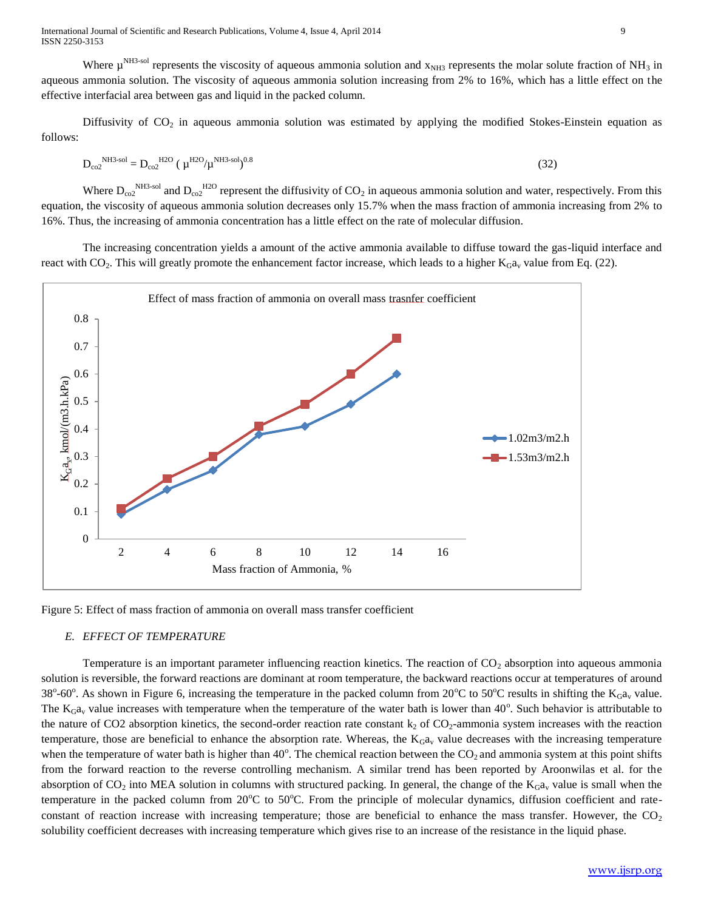Where $\mu^{NH3\text{-}sol}$ represents the viscosity of aqueous ammonia solution and $x_{NH3}$ represents the molar solute fraction of $NH_3$ in aqueous ammonia solution. The viscosity of aqueous ammonia solution increasing from 2% to 16%, which has a little effect on the effective interfacial area between gas and liquid in the packed column.

Diffusivity of $CO_2$ in aqueous ammonia solution was estimated by applying the modified Stokes-Einstein equation as follows:

$$D_{co2}^{NH3\text{-}sol} = D_{co2}^{H2O} \left( \mu^{H2O}/\mu^{NH3\text{-}sol} \right)^{0.8} \tag{32}$$

Where $D_{co2}^{NH3\text{-}sol}$ and $D_{co2}^{H2O}$ represent the diffusivity of $CO_2$ in aqueous ammonia solution and water, respectively. From this equation, the viscosity of aqueous ammonia solution decreases only 15.7% when the mass fraction of ammonia increasing from 2% to 16%. Thus, the increasing of ammonia concentration has a little effect on the rate of molecular diffusion.

The increasing concentration yields a amount of the active ammonia available to diffuse toward the gas-liquid interface and react with $CO_2$. This will greatly promote the enhancement factor increase, which leads to a higher $K_Ga_v$ value from Eq. (22).

Figure 5: Effect of mass fraction of ammonia on overall mass transfer coefficient

### *E. EFFECT OF TEMPERATURE*

Temperature is an important parameter influencing reaction kinetics. The reaction of $CO_2$ absorption into aqueous ammonia solution is reversible, the forward reactions are dominant at room temperature, the backward reactions occur at temperatures of around 38°-60°. As shown in Figure 6, increasing the temperature in the packed column from 20°C to 50°C results in shifting the $K_Ga_v$ value. The $K_Ga_v$ value increases with temperature when the temperature of the water bath is lower than 40°. Such behavior is attributable to the nature of CO2 absorption kinetics, the second-order reaction rate constant $k_2$ of $CO_2$-ammonia system increases with the reaction temperature, those are beneficial to enhance the absorption rate. Whereas, the $K_Ga_v$ value decreases with the increasing temperature when the temperature of water bath is higher than 40°. The chemical reaction between the $CO_2$ and ammonia system at this point shifts from the forward reaction to the reverse controlling mechanism. A similar trend has been reported by Aroonwilas et al. for the absorption of $CO_2$ into MEA solution in columns with structured packing. In general, the change of the $K_Ga_v$ value is small when the temperature in the packed column from 20°C to 50°C. From the principle of molecular dynamics, diffusion coefficient and rate-constant of reaction increase with increasing temperature; those are beneficial to enhance the mass transfer. However, the $CO_2$ solubility coefficient decreases with increasing temperature which gives rise to an increase of the resistance in the liquid phase.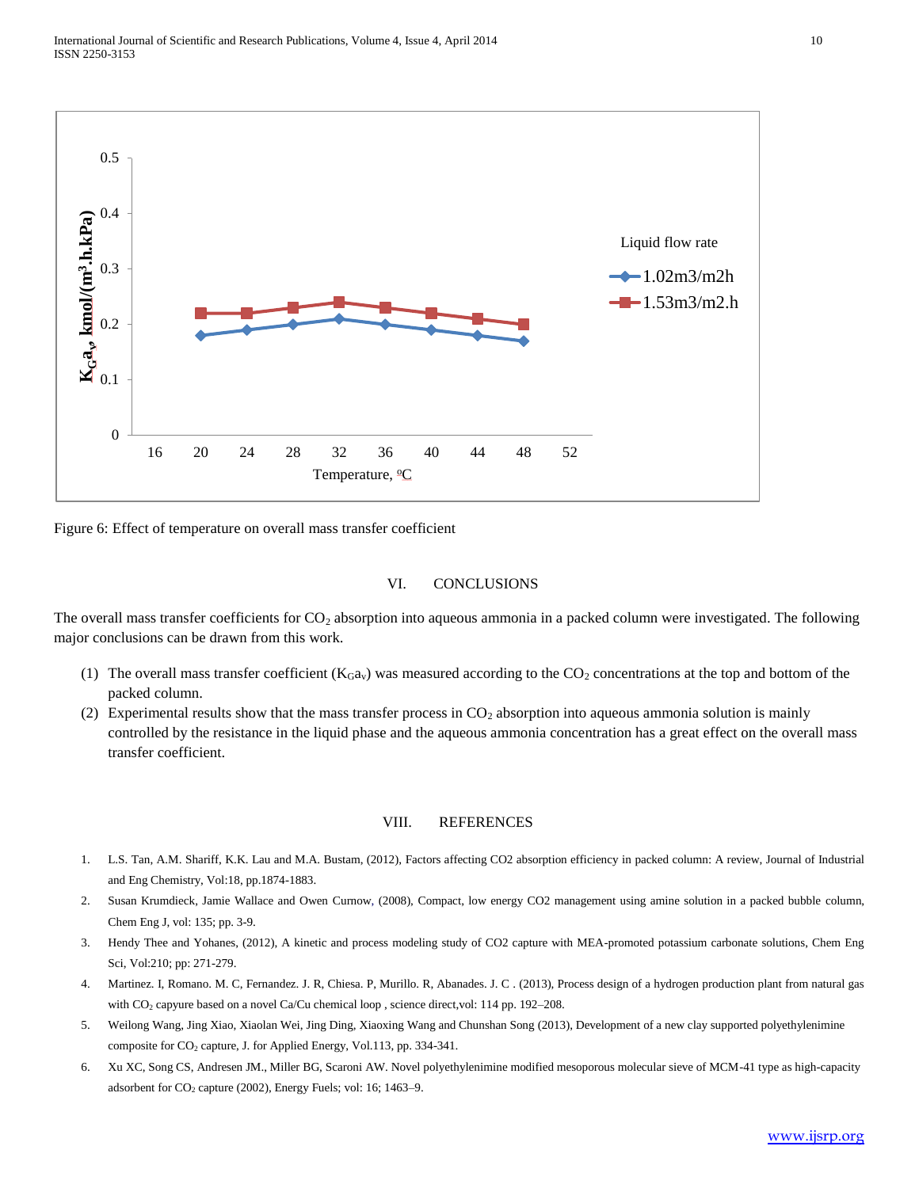Figure 6: Effect of temperature on overall mass transfer coefficient

## VI. CONCLUSIONS

The overall mass transfer coefficients for $CO_2$ absorption into aqueous ammonia in a packed column were investigated. The following major conclusions can be drawn from this work.

(1) The overall mass transfer coefficient ($K_Ga_v$) was measured according to the $CO_2$ concentrations at the top and bottom of the packed column.

(2) Experimental results show that the mass transfer process in $CO_2$ absorption into aqueous ammonia solution is mainly controlled by the resistance in the liquid phase and the aqueous ammonia concentration has a great effect on the overall mass transfer coefficient.

## VIII. REFERENCES

1. L.S. Tan, A.M. Shariff, K.K. Lau and M.A. Bustam, (2012), Factors affecting CO2 absorption efficiency in packed column: A review, Journal of Industrial and Eng Chemistry, Vol:18, pp.1874-1883.
2. Susan Krumdieck, Jamie Wallace and Owen Curnow, (2008), Compact, low energy CO2 management using amine solution in a packed bubble column, Chem Eng J, vol: 135; pp. 3-9.
3. Hendy Thee and Yohanes, (2012), A kinetic and process modeling study of CO2 capture with MEA-promoted potassium carbonate solutions, Chem Eng Sci, Vol:210; pp: 271-279.
4. Martinez. I, Romano. M. C, Fernandez. J. R, Chiesa. P, Murillo. R, Abanades. J. C . (2013), Process design of a hydrogen production plant from natural gas with $CO_2$ capyure based on a novel Ca/Cu chemical loop , science direct,vol: 114 pp. 192–208.
5. Weilong Wang, Jing Xiao, Xiaolan Wei, Jing Ding, Xiaoxing Wang and Chunshan Song (2013), Development of a new clay supported polyethylenimine composite for $CO_2$ capture, J. for Applied Energy, Vol.113, pp. 334-341.
6. Xu XC, Song CS, Andresen JM., Miller BG, Scaroni AW. Novel polyethylenimine modified mesoporous molecular sieve of MCM-41 type as high-capacity adsorbent for $CO_2$ capture (2002), Energy Fuels; vol: 16; 1463–9.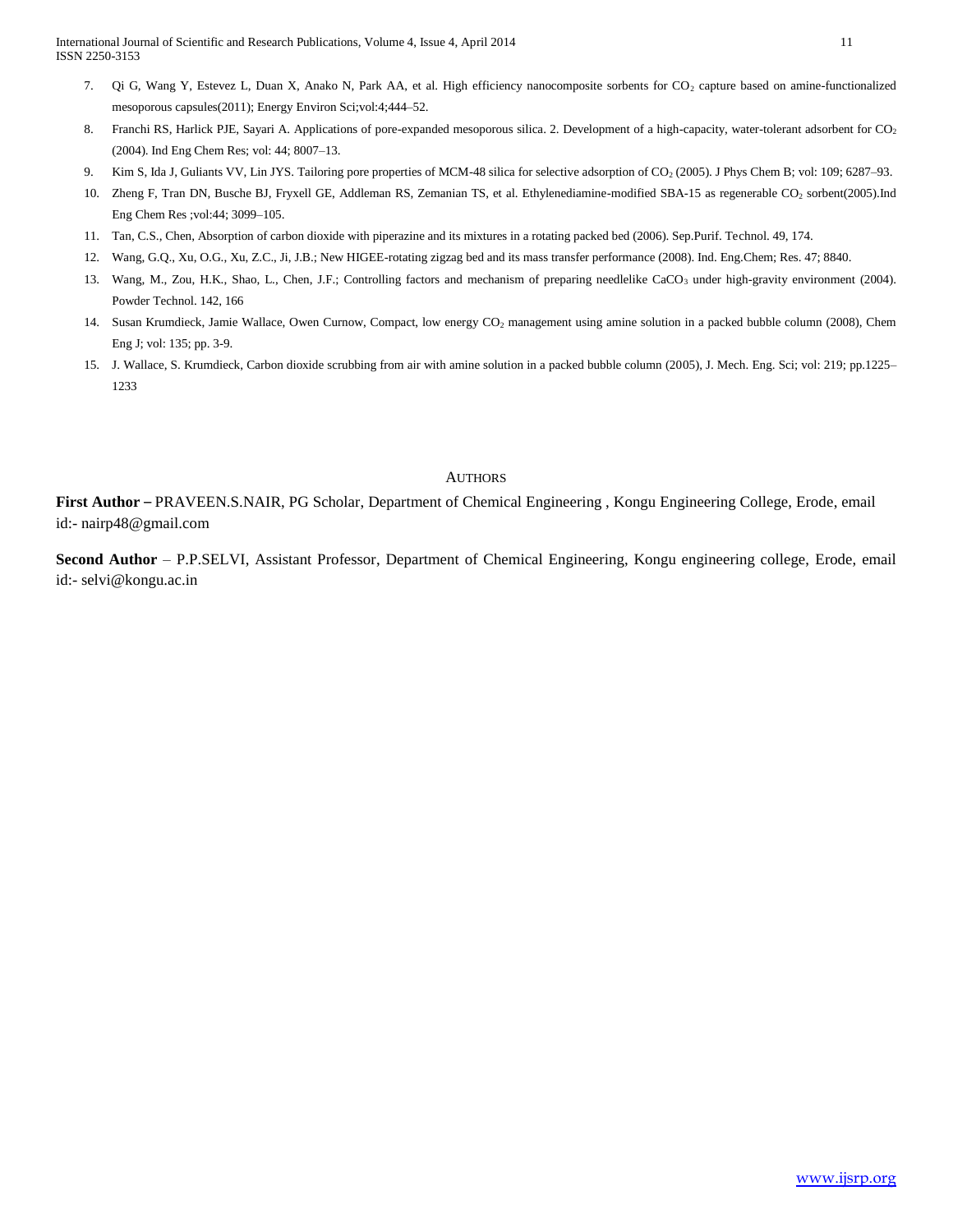7. Qi G, Wang Y, Estevez L, Duan X, Anako N, Park AA, et al. High efficiency nanocomposite sorbents for $CO_2$ capture based on amine-functionalized mesoporous capsules(2011); Energy Environ Sci;vol:4;444–52.
8. Franchi RS, Harlick PJE, Sayari A. Applications of pore-expanded mesoporous silica. 2. Development of a high-capacity, water-tolerant adsorbent for $CO_2$ (2004). Ind Eng Chem Res; vol: 44; 8007–13.
9. Kim S, Ida J, Guliants VV, Lin JYS. Tailoring pore properties of MCM-48 silica for selective adsorption of $CO_2$ (2005). J Phys Chem B; vol: 109; 6287–93.
10. Zheng F, Tran DN, Busche BJ, Fryxell GE, Addleman RS, Zemanian TS, et al. Ethylenediamine-modified SBA-15 as regenerable $CO_2$ sorbent(2005).Ind Eng Chem Res ;vol:44; 3099–105.
11. Tan, C.S., Chen, Absorption of carbon dioxide with piperazine and its mixtures in a rotating packed bed (2006). Sep.Purif. Technol. 49, 174.
12. Wang, G.Q., Xu, O.G., Xu, Z.C., Ji, J.B.; New HIGEE-rotating zigzag bed and its mass transfer performance (2008). Ind. Eng.Chem; Res. 47; 8840.
13. Wang, M., Zou, H.K., Shao, L., Chen, J.F.; Controlling factors and mechanism of preparing needlelike $CaCO_3$ under high-gravity environment (2004). Powder Technol. 142, 166
14. Susan Krumdieck, Jamie Wallace, Owen Curnow, Compact, low energy $CO_2$ management using amine solution in a packed bubble column (2008), Chem Eng J; vol: 135; pp. 3-9.
15. J. Wallace, S. Krumdieck, Carbon dioxide scrubbing from air with amine solution in a packed bubble column (2005), J. Mech. Eng. Sci; vol: 219; pp.1225–1233

## AUTHORS

**First Author –** PRAVEEN.S.NAIR, PG Scholar, Department of Chemical Engineering , Kongu Engineering College, Erode, email id:- nairp48@gmail.com

**Second Author** – P.P.SELVI, Assistant Professor, Department of Chemical Engineering, Kongu engineering college, Erode, email id:- selvi@kongu.ac.in